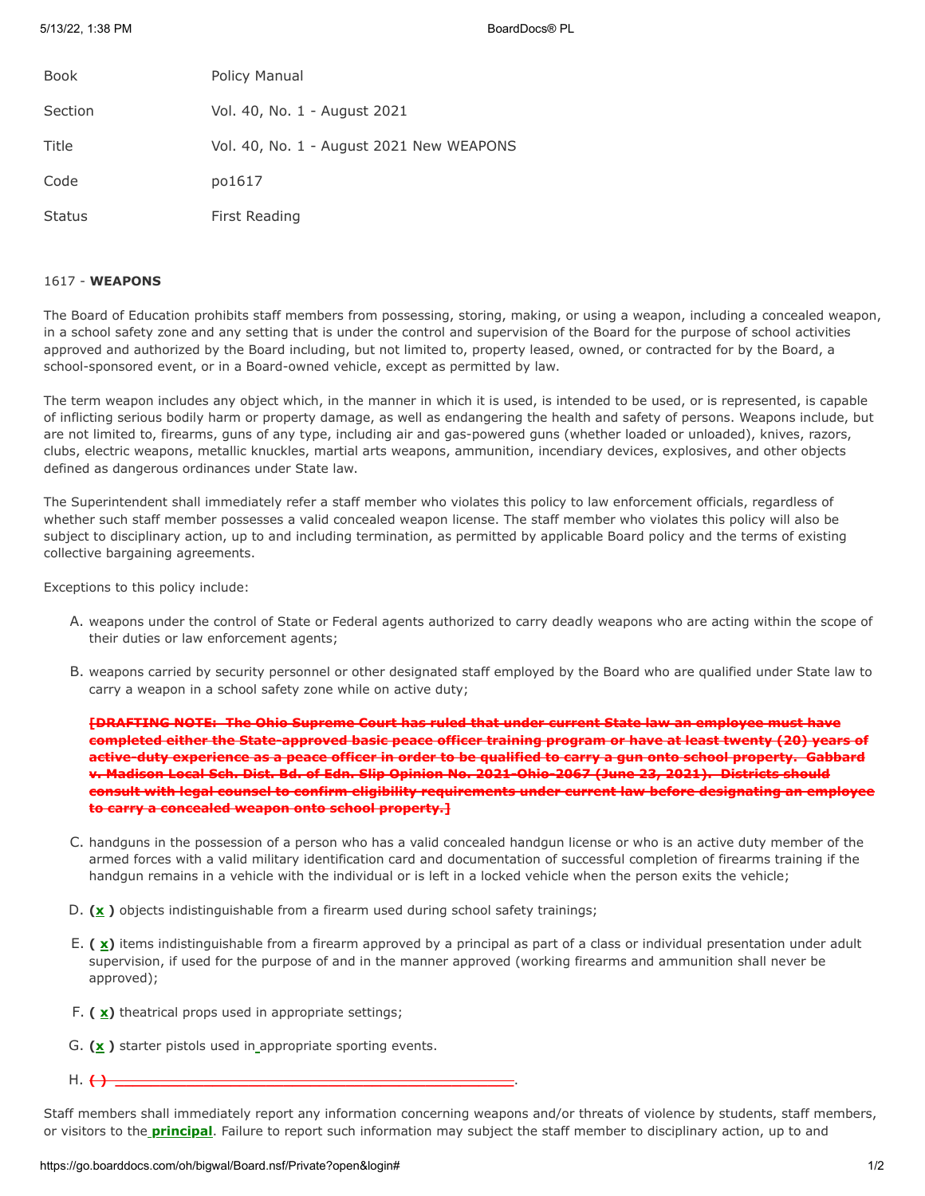| | |
|---|---|
| Book | Policy Manual |
| Section | Vol. 40, No. 1 - August 2021 |
| Title | Vol. 40, No. 1 - August 2021 New WEAPONS |
| Code | po1617 |
| Status | First Reading |

1617 - **WEAPONS**

The Board of Education prohibits staff members from possessing, storing, making, or using a weapon, including a concealed weapon, in a school safety zone and any setting that is under the control and supervision of the Board for the purpose of school activities approved and authorized by the Board including, but not limited to, property leased, owned, or contracted for by the Board, a school-sponsored event, or in a Board-owned vehicle, except as permitted by law.

The term weapon includes any object which, in the manner in which it is used, is intended to be used, or is represented, is capable of inflicting serious bodily harm or property damage, as well as endangering the health and safety of persons. Weapons include, but are not limited to, firearms, guns of any type, including air and gas-powered guns (whether loaded or unloaded), knives, razors, clubs, electric weapons, metallic knuckles, martial arts weapons, ammunition, incendiary devices, explosives, and other objects defined as dangerous ordinances under State law.

The Superintendent shall immediately refer a staff member who violates this policy to law enforcement officials, regardless of whether such staff member possesses a valid concealed weapon license. The staff member who violates this policy will also be subject to disciplinary action, up to and including termination, as permitted by applicable Board policy and the terms of existing collective bargaining agreements.

Exceptions to this policy include:

A. weapons under the control of State or Federal agents authorized to carry deadly weapons who are acting within the scope of their duties or law enforcement agents;

B. weapons carried by security personnel or other designated staff employed by the Board who are qualified under State law to carry a weapon in a school safety zone while on active duty;

~~**[DRAFTING NOTE: The Ohio Supreme Court has ruled that under current State law an employee must have completed either the State-approved basic peace officer training program or have at least twenty (20) years of active-duty experience as a peace officer in order to be qualified to carry a gun onto school property. Gabbard v. Madison Local Sch. Dist. Bd. of Edn. Slip Opinion No. 2021-Ohio-2067 (June 23, 2021). Districts should consult with legal counsel to confirm eligibility requirements under current law before designating an employee to carry a concealed weapon onto school property.]**~~

C. handguns in the possession of a person who has a valid concealed handgun license or who is an active duty member of the armed forces with a valid military identification card and documentation of successful completion of firearms training if the handgun remains in a vehicle with the individual or is left in a locked vehicle when the person exits the vehicle;

D. **(x )** objects indistinguishable from a firearm used during school safety trainings;

E. **( x)** items indistinguishable from a firearm approved by a principal as part of a class or individual presentation under adult supervision, if used for the purpose of and in the manner approved (working firearms and ammunition shall never be approved);

F. **( x)** theatrical props used in appropriate settings;

G. **(x )** starter pistols used in appropriate sporting events.

H. ~~**( )** ______________________________________________~~.

Staff members shall immediately report any information concerning weapons and/or threats of violence by students, staff members, or visitors to the **principal**. Failure to report such information may subject the staff member to disciplinary action, up to and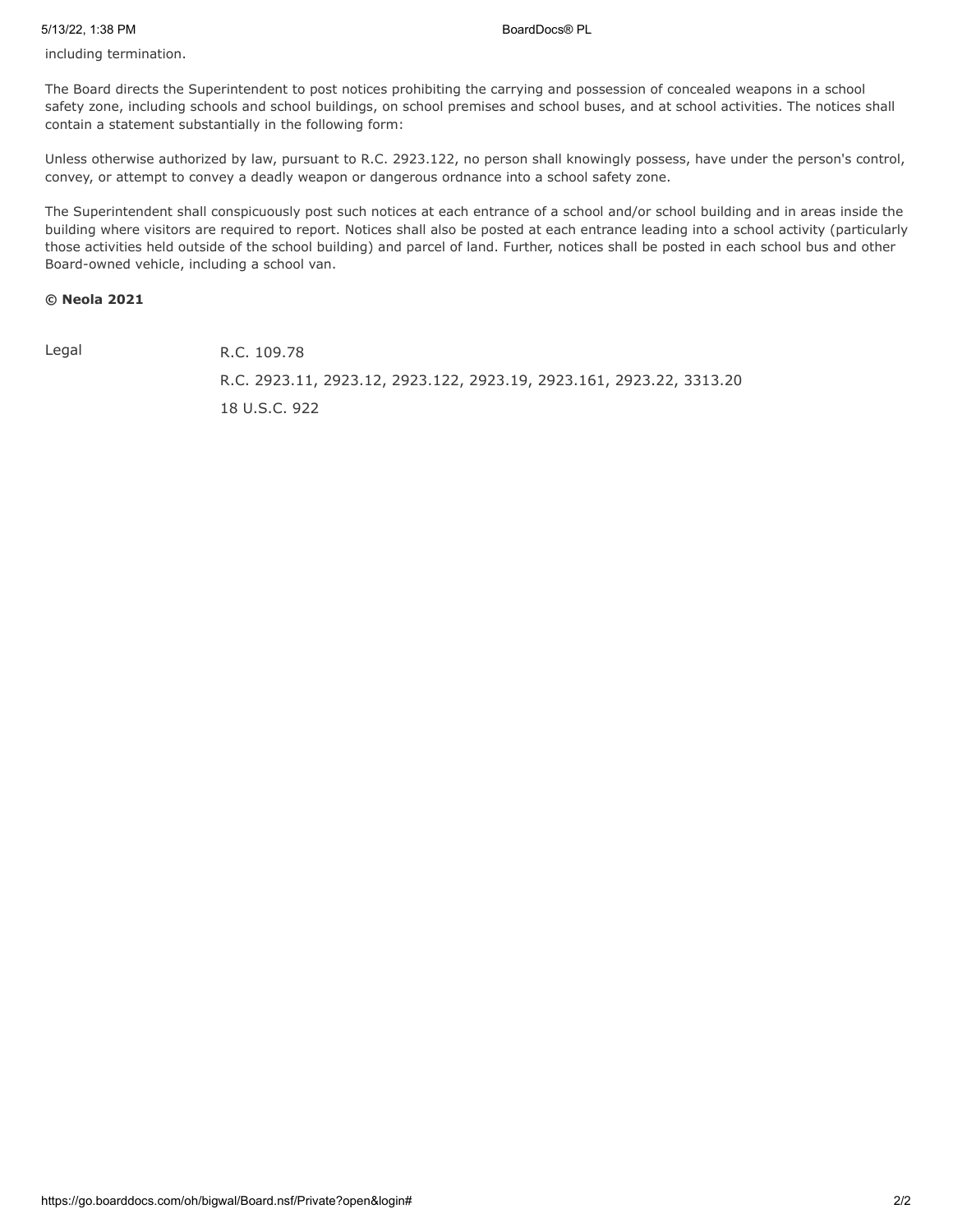including termination.

The Board directs the Superintendent to post notices prohibiting the carrying and possession of concealed weapons in a school safety zone, including schools and school buildings, on school premises and school buses, and at school activities. The notices shall contain a statement substantially in the following form:

Unless otherwise authorized by law, pursuant to R.C. 2923.122, no person shall knowingly possess, have under the person's control, convey, or attempt to convey a deadly weapon or dangerous ordnance into a school safety zone.

The Superintendent shall conspicuously post such notices at each entrance of a school and/or school building and in areas inside the building where visitors are required to report. Notices shall also be posted at each entrance leading into a school activity (particularly those activities held outside of the school building) and parcel of land. Further, notices shall be posted in each school bus and other Board-owned vehicle, including a school van.

**© Neola 2021**

| | |
|---|---|
| Legal | R.C. 109.78 |
| | R.C. 2923.11, 2923.12, 2923.122, 2923.19, 2923.161, 2923.22, 3313.20 |
| | 18 U.S.C. 922 |